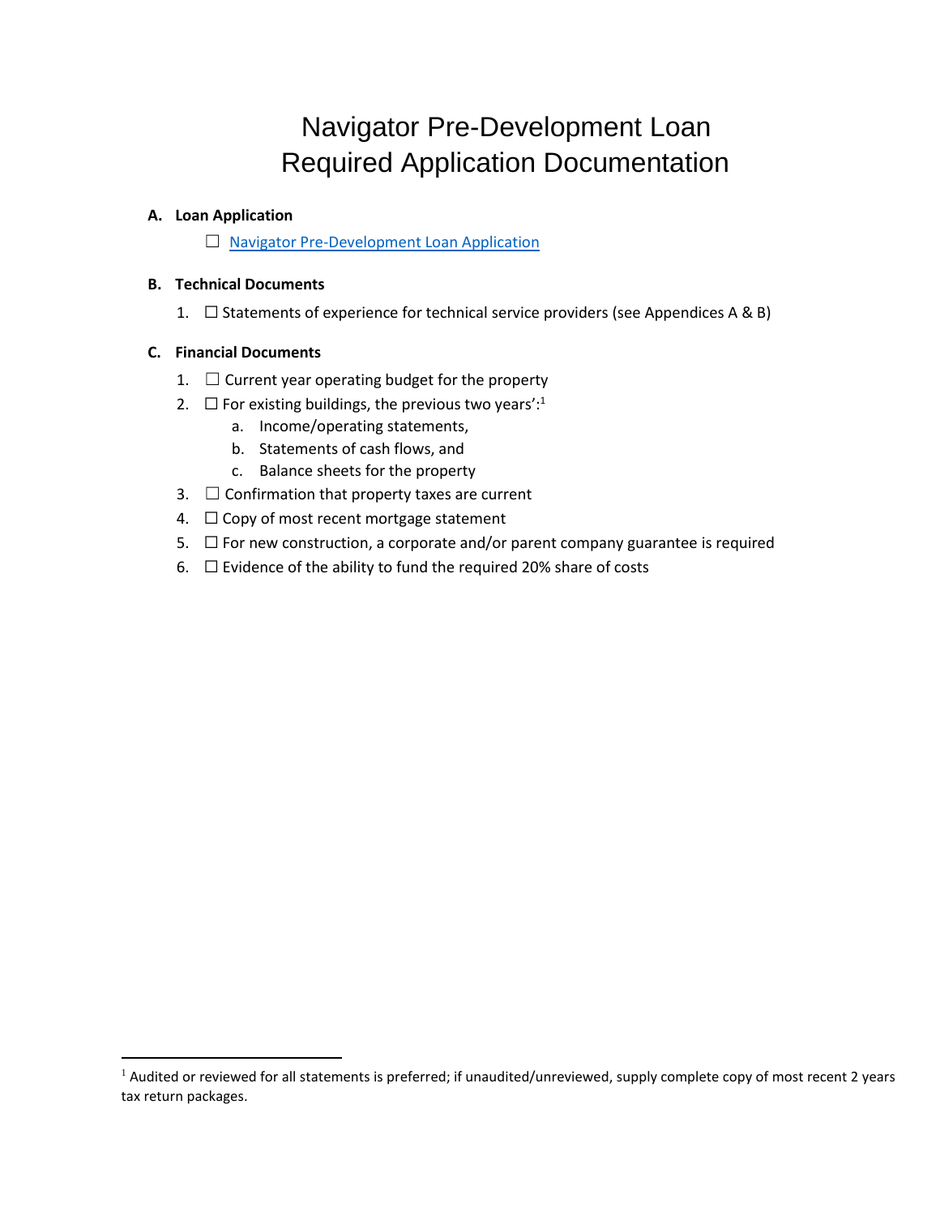# Navigator Pre-Development Loan
# Required Application Documentation

**A. Loan Application**

☐ Navigator Pre-Development Loan Application

**B. Technical Documents**

1. ☐ Statements of experience for technical service providers (see Appendices A & B)

**C. Financial Documents**

1. ☐ Current year operating budget for the property
2. ☐ For existing buildings, the previous two years':[1]
   a. Income/operating statements,
   b. Statements of cash flows, and
   c. Balance sheets for the property
3. ☐ Confirmation that property taxes are current
4. ☐ Copy of most recent mortgage statement
5. ☐ For new construction, a corporate and/or parent company guarantee is required
6. ☐ Evidence of the ability to fund the required 20% share of costs

---

[1] Audited or reviewed for all statements is preferred; if unaudited/unreviewed, supply complete copy of most recent 2 years tax return packages.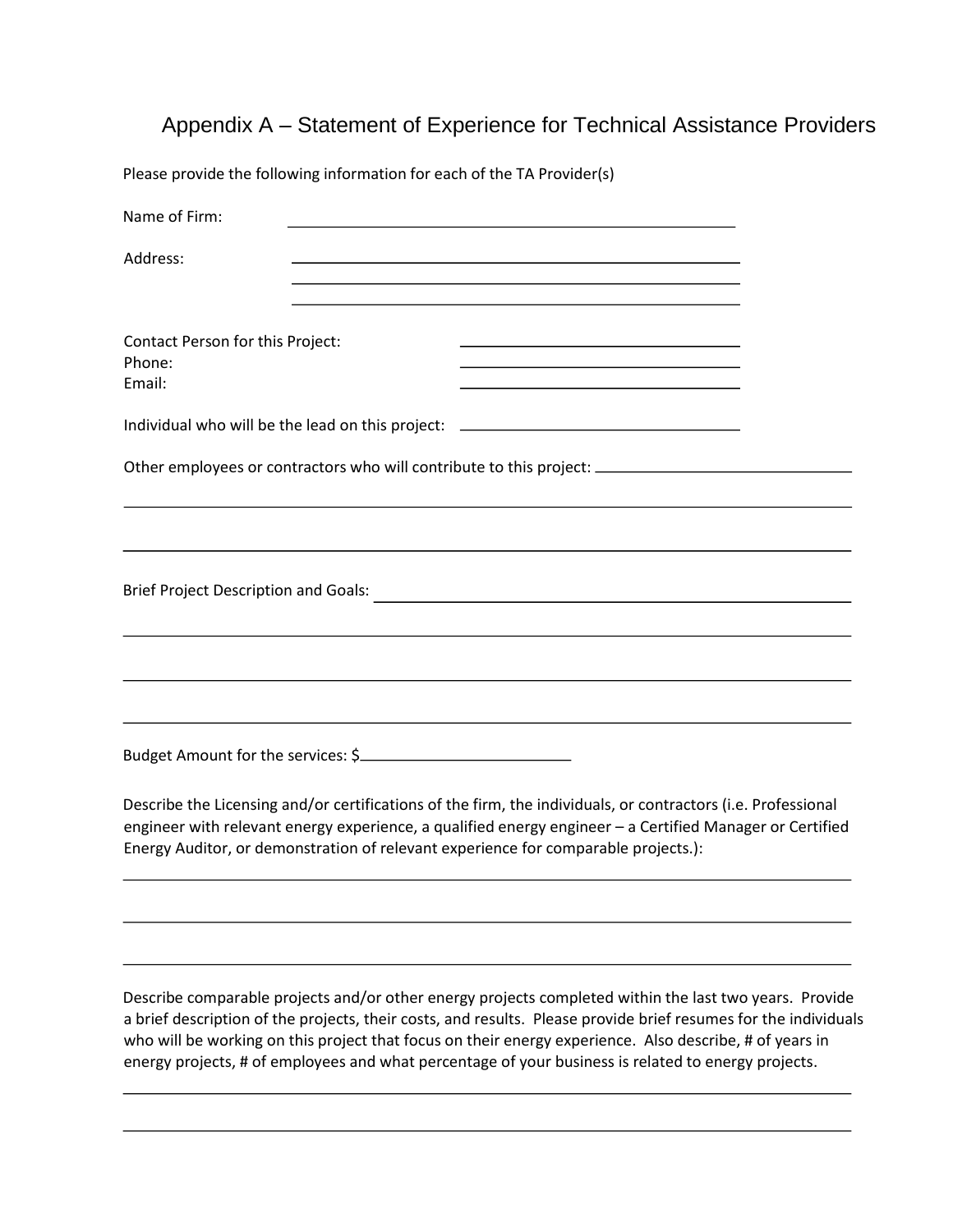# Appendix A – Statement of Experience for Technical Assistance Providers

Please provide the following information for each of the TA Provider(s)

Name of Firm: ____________________________________________

Address: ____________________________________________

____________________________________________

____________________________________________

Contact Person for this Project: ______________________________

Phone: ______________________________

Email: ______________________________

Individual who will be the lead on this project: ______________________________

Other employees or contractors who will contribute to this project: ______________________________

______________________________________________________________________

______________________________________________________________________

Brief Project Description and Goals: ____________________________________________

______________________________________________________________________

______________________________________________________________________

______________________________________________________________________

Budget Amount for the services: $______________________

Describe the Licensing and/or certifications of the firm, the individuals, or contractors (i.e. Professional engineer with relevant energy experience, a qualified energy engineer – a Certified Manager or Certified Energy Auditor, or demonstration of relevant experience for comparable projects.):

______________________________________________________________________

______________________________________________________________________

______________________________________________________________________

Describe comparable projects and/or other energy projects completed within the last two years. Provide a brief description of the projects, their costs, and results. Please provide brief resumes for the individuals who will be working on this project that focus on their energy experience. Also describe, # of years in energy projects, # of employees and what percentage of your business is related to energy projects.

______________________________________________________________________

______________________________________________________________________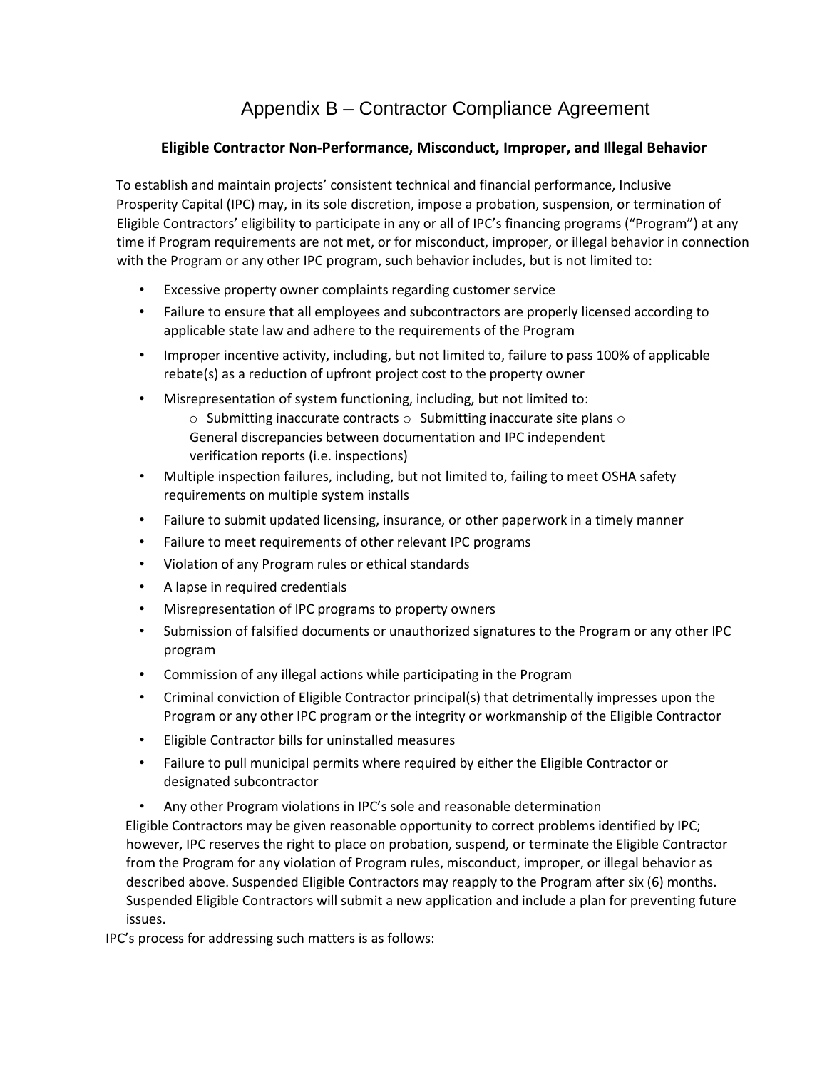# Appendix B – Contractor Compliance Agreement

### Eligible Contractor Non-Performance, Misconduct, Improper, and Illegal Behavior

To establish and maintain projects' consistent technical and financial performance, Inclusive Prosperity Capital (IPC) may, in its sole discretion, impose a probation, suspension, or termination of Eligible Contractors' eligibility to participate in any or all of IPC's financing programs ("Program") at any time if Program requirements are not met, or for misconduct, improper, or illegal behavior in connection with the Program or any other IPC program, such behavior includes, but is not limited to:

- Excessive property owner complaints regarding customer service
- Failure to ensure that all employees and subcontractors are properly licensed according to applicable state law and adhere to the requirements of the Program
- Improper incentive activity, including, but not limited to, failure to pass 100% of applicable rebate(s) as a reduction of upfront project cost to the property owner
- Misrepresentation of system functioning, including, but not limited to:
  - Submitting inaccurate contracts
  - Submitting inaccurate site plans
  - General discrepancies between documentation and IPC independent verification reports (i.e. inspections)
- Multiple inspection failures, including, but not limited to, failing to meet OSHA safety requirements on multiple system installs
- Failure to submit updated licensing, insurance, or other paperwork in a timely manner
- Failure to meet requirements of other relevant IPC programs
- Violation of any Program rules or ethical standards
- A lapse in required credentials
- Misrepresentation of IPC programs to property owners
- Submission of falsified documents or unauthorized signatures to the Program or any other IPC program
- Commission of any illegal actions while participating in the Program
- Criminal conviction of Eligible Contractor principal(s) that detrimentally impresses upon the Program or any other IPC program or the integrity or workmanship of the Eligible Contractor
- Eligible Contractor bills for uninstalled measures
- Failure to pull municipal permits where required by either the Eligible Contractor or designated subcontractor
- Any other Program violations in IPC's sole and reasonable determination

Eligible Contractors may be given reasonable opportunity to correct problems identified by IPC; however, IPC reserves the right to place on probation, suspend, or terminate the Eligible Contractor from the Program for any violation of Program rules, misconduct, improper, or illegal behavior as described above. Suspended Eligible Contractors may reapply to the Program after six (6) months. Suspended Eligible Contractors will submit a new application and include a plan for preventing future issues.

IPC's process for addressing such matters is as follows: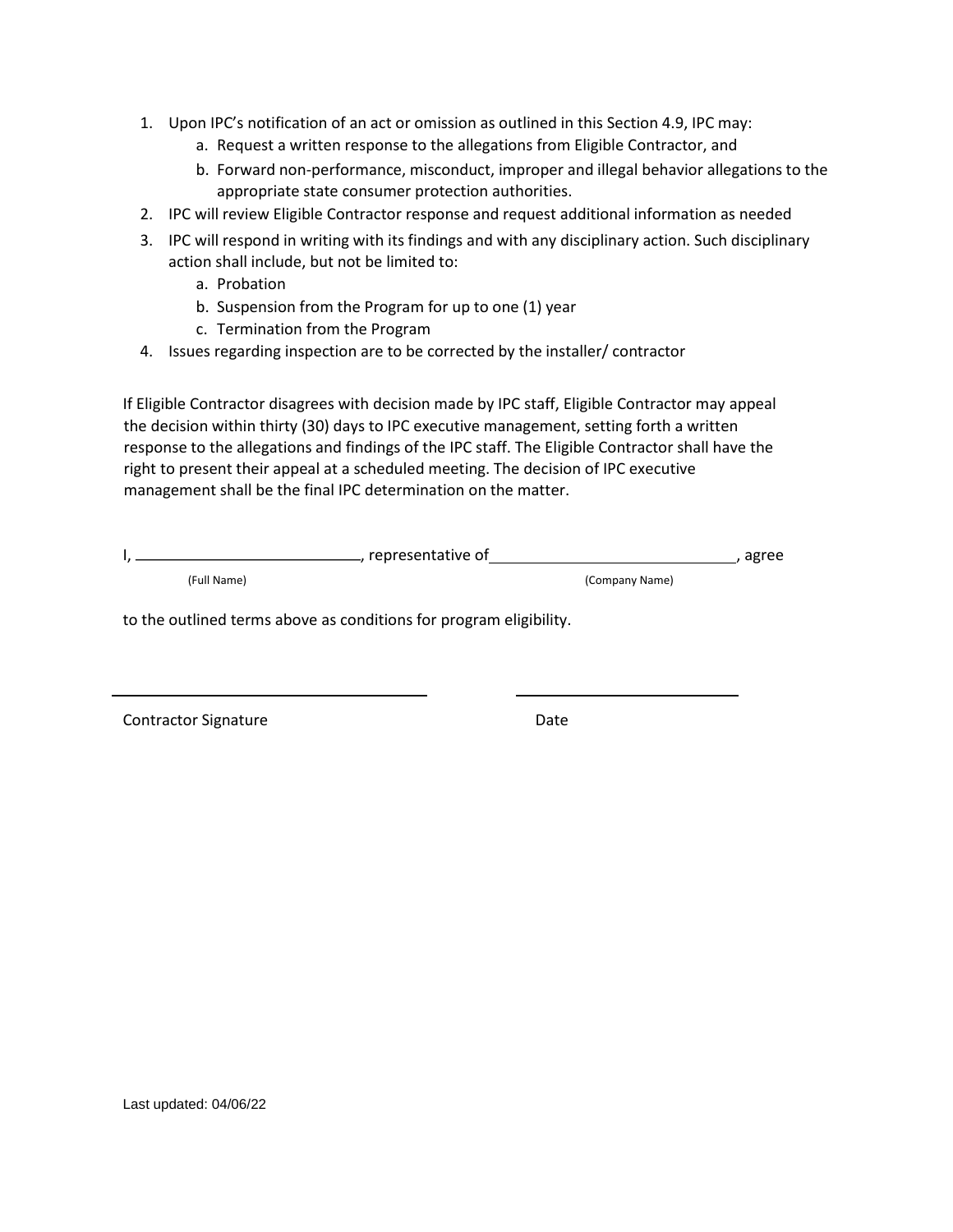1. Upon IPC's notification of an act or omission as outlined in this Section 4.9, IPC may:
    a. Request a written response to the allegations from Eligible Contractor, and
    b. Forward non-performance, misconduct, improper and illegal behavior allegations to the appropriate state consumer protection authorities.
2. IPC will review Eligible Contractor response and request additional information as needed
3. IPC will respond in writing with its findings and with any disciplinary action. Such disciplinary action shall include, but not be limited to:
    a. Probation
    b. Suspension from the Program for up to one (1) year
    c. Termination from the Program
4. Issues regarding inspection are to be corrected by the installer/ contractor

If Eligible Contractor disagrees with decision made by IPC staff, Eligible Contractor may appeal the decision within thirty (30) days to IPC executive management, setting forth a written response to the allegations and findings of the IPC staff. The Eligible Contractor shall have the right to present their appeal at a scheduled meeting. The decision of IPC executive management shall be the final IPC determination on the matter.

I, ___________________________, representative of ___________________________, agree
(Full Name) (Company Name)

to the outlined terms above as conditions for program eligibility.

______________________________ ______________________

Contractor Signature Date

Last updated: 04/06/22